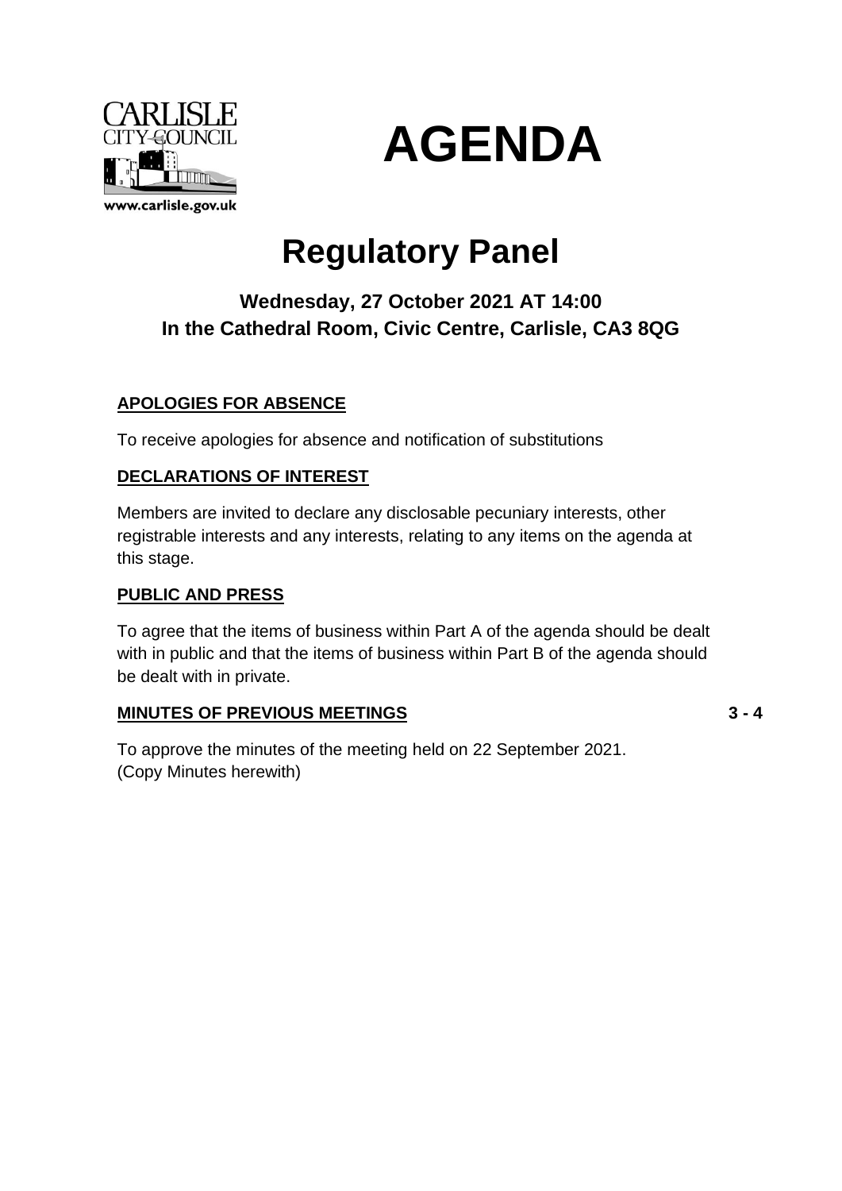CARLISLE CITY COUNCIL

www.carlisle.gov.uk

# AGENDA

## Regulatory Panel

### Wednesday, 27 October 2021 AT 14:00
### In the Cathedral Room, Civic Centre, Carlisle, CA3 8QG

**APOLOGIES FOR ABSENCE**

To receive apologies for absence and notification of substitutions

**DECLARATIONS OF INTEREST**

Members are invited to declare any disclosable pecuniary interests, other registrable interests and any interests, relating to any items on the agenda at this stage.

**PUBLIC AND PRESS**

To agree that the items of business within Part A of the agenda should be dealt with in public and that the items of business within Part B of the agenda should be dealt with in private.

**MINUTES OF PREVIOUS MEETINGS** **3 - 4**

To approve the minutes of the meeting held on 22 September 2021.
(Copy Minutes herewith)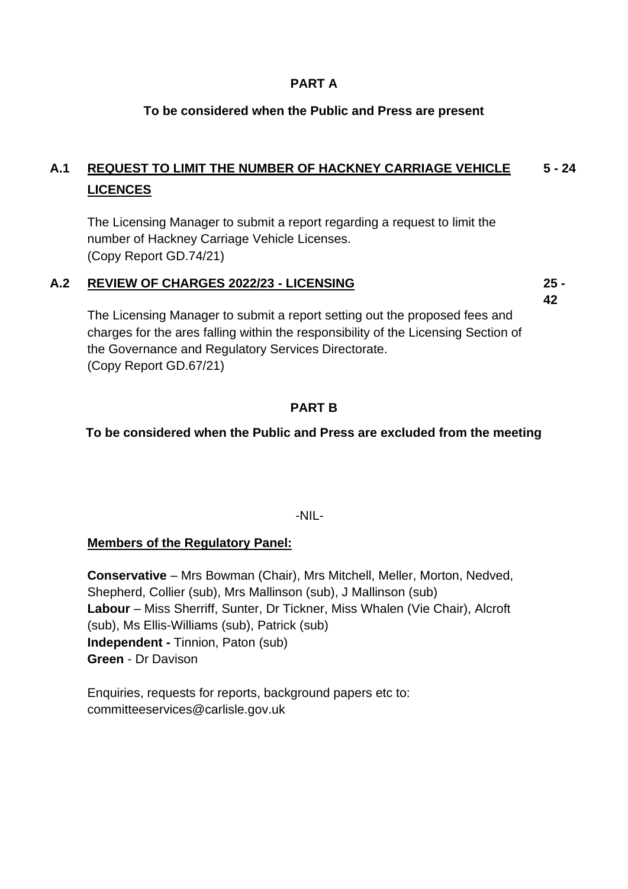## PART A

**To be considered when the Public and Press are present**

### A.1 REQUEST TO LIMIT THE NUMBER OF HACKNEY CARRIAGE VEHICLE LICENCES — 5 - 24

The Licensing Manager to submit a report regarding a request to limit the number of Hackney Carriage Vehicle Licenses.
(Copy Report GD.74/21)

### A.2 REVIEW OF CHARGES 2022/23 - LICENSING — 25 - 42

The Licensing Manager to submit a report setting out the proposed fees and charges for the ares falling within the responsibility of the Licensing Section of the Governance and Regulatory Services Directorate.
(Copy Report GD.67/21)

## PART B

**To be considered when the Public and Press are excluded from the meeting**

-NIL-

**Members of the Regulatory Panel:**

**Conservative** – Mrs Bowman (Chair), Mrs Mitchell, Meller, Morton, Nedved, Shepherd, Collier (sub), Mrs Mallinson (sub), J Mallinson (sub)
**Labour** – Miss Sherriff, Sunter, Dr Tickner, Miss Whalen (Vie Chair), Alcroft (sub), Ms Ellis-Williams (sub), Patrick (sub)
**Independent -** Tinnion, Paton (sub)
**Green** - Dr Davison

Enquiries, requests for reports, background papers etc to:
committeeservices@carlisle.gov.uk